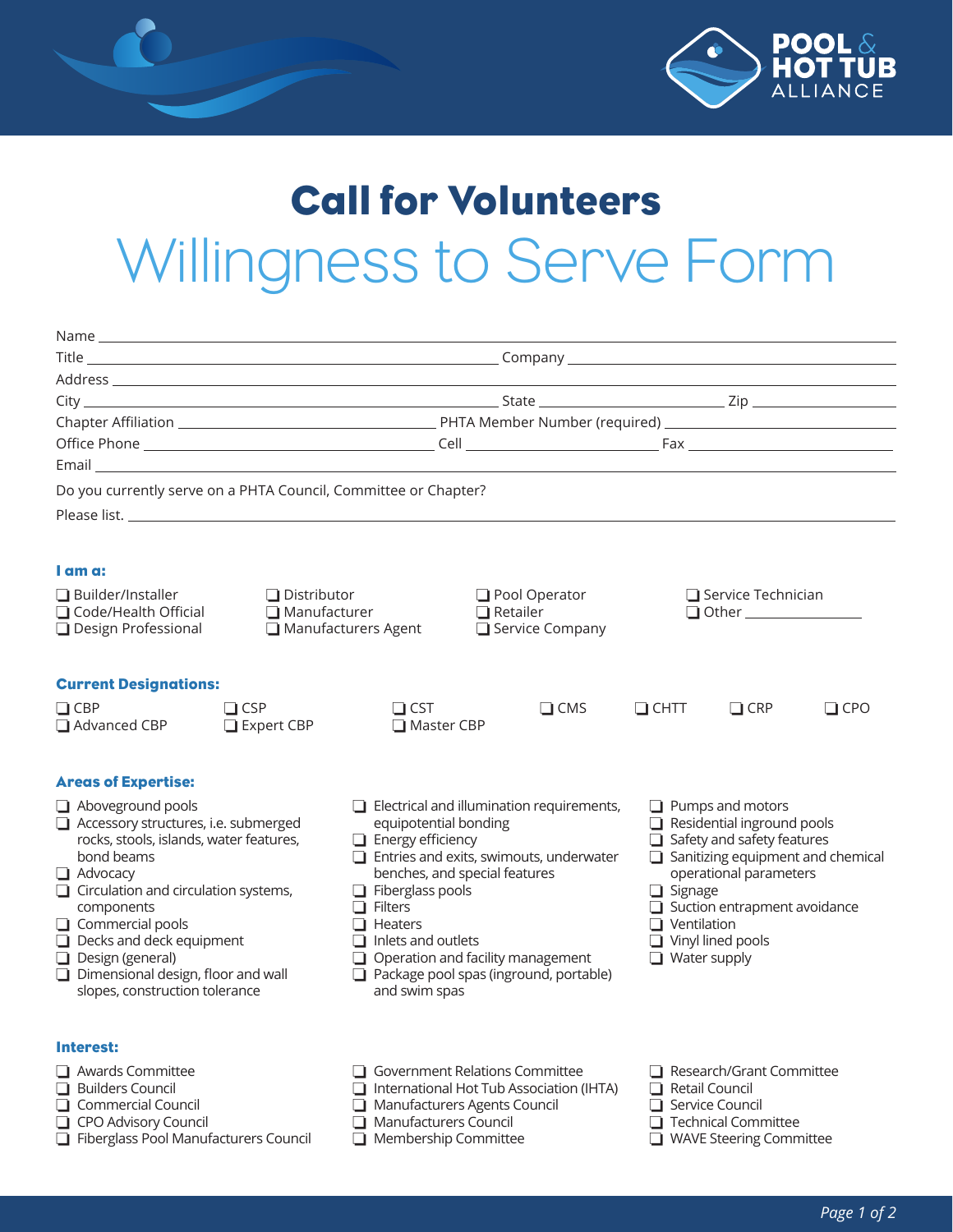# Call for Volunteers

## Willingness to Serve Form

Name ________________________________________________

Title ______________________ Company ______________________

Address ________________________________________________

City ______________________ State ______________ Zip ____________

Chapter Affiliation ______________________ PHTA Member Number (required) ______________________

Office Phone ______________________ Cell ______________ Fax ______________

Email ________________________________________________

Do you currently serve on a PHTA Council, Committee or Chapter?

Please list. ________________________________________________

### I am a:

- ❑ Builder/Installer
- ❑ Code/Health Official
- ❑ Design Professional
- ❑ Distributor
- ❑ Manufacturer
- ❑ Manufacturers Agent
- ❑ Pool Operator
- ❑ Retailer
- ❑ Service Company
- ❑ Service Technician
- ❑ Other ______________

### Current Designations:

- ❑ CBP
- ❑ Advanced CBP
- ❑ CSP
- ❑ Expert CBP
- ❑ CST
- ❑ Master CBP
- ❑ CMS
- ❑ CHTT
- ❑ CRP
- ❑ CPO

### Areas of Expertise:

- ❑ Aboveground pools
- ❑ Accessory structures, i.e. submerged rocks, stools, islands, water features, bond beams
- ❑ Advocacy
- ❑ Circulation and circulation systems, components
- ❑ Commercial pools
- ❑ Decks and deck equipment
- ❑ Design (general)
- ❑ Dimensional design, floor and wall slopes, construction tolerance
- ❑ Electrical and illumination requirements, equipotential bonding
- ❑ Energy efficiency
- ❑ Entries and exits, swimouts, underwater benches, and special features
- ❑ Fiberglass pools
- ❑ Filters
- ❑ Heaters
- ❑ Inlets and outlets
- ❑ Operation and facility management
- ❑ Package pool spas (inground, portable) and swim spas
- ❑ Pumps and motors
- ❑ Residential inground pools
- ❑ Safety and safety features
- ❑ Sanitizing equipment and chemical operational parameters
- ❑ Signage
- ❑ Suction entrapment avoidance
- ❑ Ventilation
- ❑ Vinyl lined pools
- ❑ Water supply

### Interest:

- ❑ Awards Committee
- ❑ Builders Council
- ❑ Commercial Council
- ❑ CPO Advisory Council
- ❑ Fiberglass Pool Manufacturers Council
- ❑ Government Relations Committee
- ❑ International Hot Tub Association (IHTA)
- ❑ Manufacturers Agents Council
- ❑ Manufacturers Council
- ❑ Membership Committee
- ❑ Research/Grant Committee
- ❑ Retail Council
- ❑ Service Council
- ❑ Technical Committee
- ❑ WAVE Steering Committee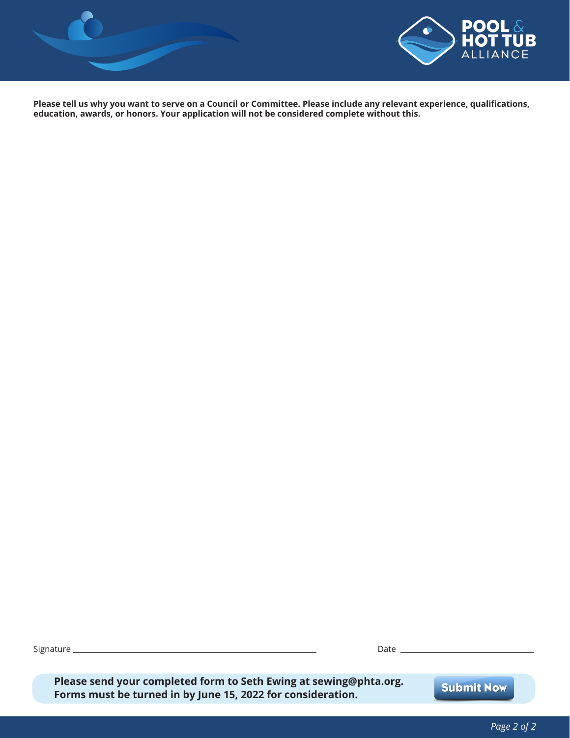**Please tell us why you want to serve on a Council or Committee. Please include any relevant experience, qualifications, education, awards, or honors. Your application will not be considered complete without this.**

Signature ______________________________ Date ______________________

**Please send your completed form to Seth Ewing at sewing@phta.org. Forms must be turned in by June 15, 2022 for consideration.**

**Submit Now**